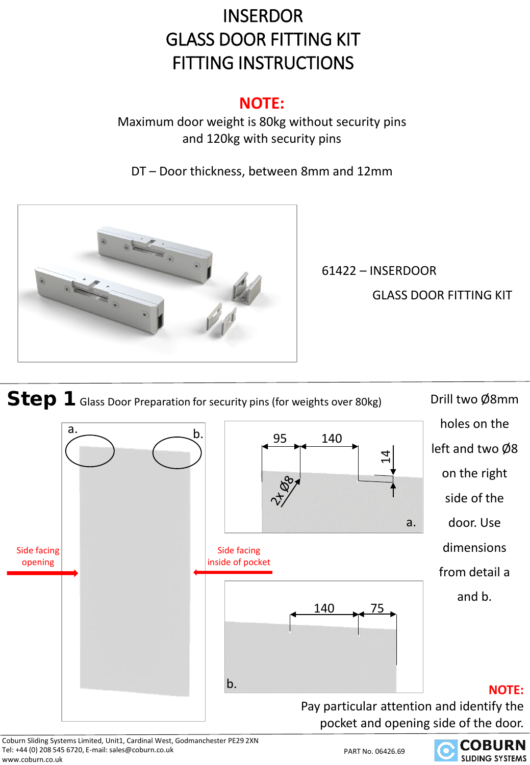# INSERDOR GLASS DOOR FITTING KIT FITTING INSTRUCTIONS

**NOTE:**

Maximum door weight is 80kg without security pins and 120kg with security pins

DT – Door thickness, between 8mm and 12mm

61422 – INSERDOOR GLASS DOOR FITTING KIT

## Step 1 Glass Door Preparation for security pins (for weights over 80kg)

Drill two Ø8mm holes on the left and two Ø8 on the right side of the door. Use dimensions from detail a and b.

a. b.

Side facing opening

Side facing inside of pocket

a. 95, 140, 14, 2x Ø8

b. 140, 75

**NOTE:**

Pay particular attention and identify the pocket and opening side of the door.

Coburn Sliding Systems Limited, Unit1, Cardinal West, Godmanchester PE29 2XN
Tel: +44 (0) 208 545 6720, E-mail: sales@coburn.co.uk
www.coburn.co.uk

PART No. 06426.69

COBURN SLIDING SYSTEMS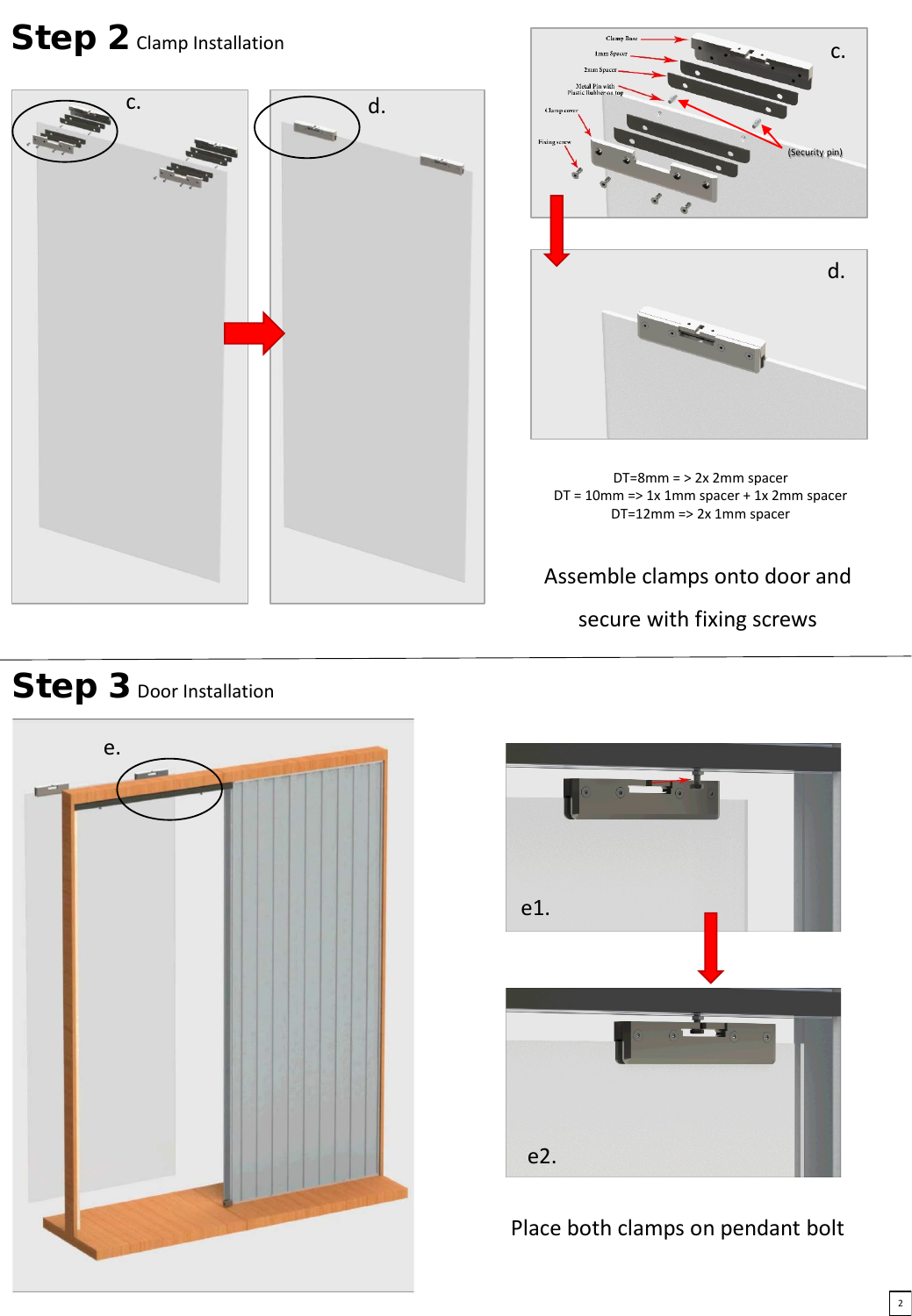# Step 2 Clamp Installation

DT=8mm = > 2x 2mm spacer
DT = 10mm => 1x 1mm spacer + 1x 2mm spacer
DT=12mm => 2x 1mm spacer

Assemble clamps onto door and secure with fixing screws

# Step 3 Door Installation

Place both clamps on pendant bolt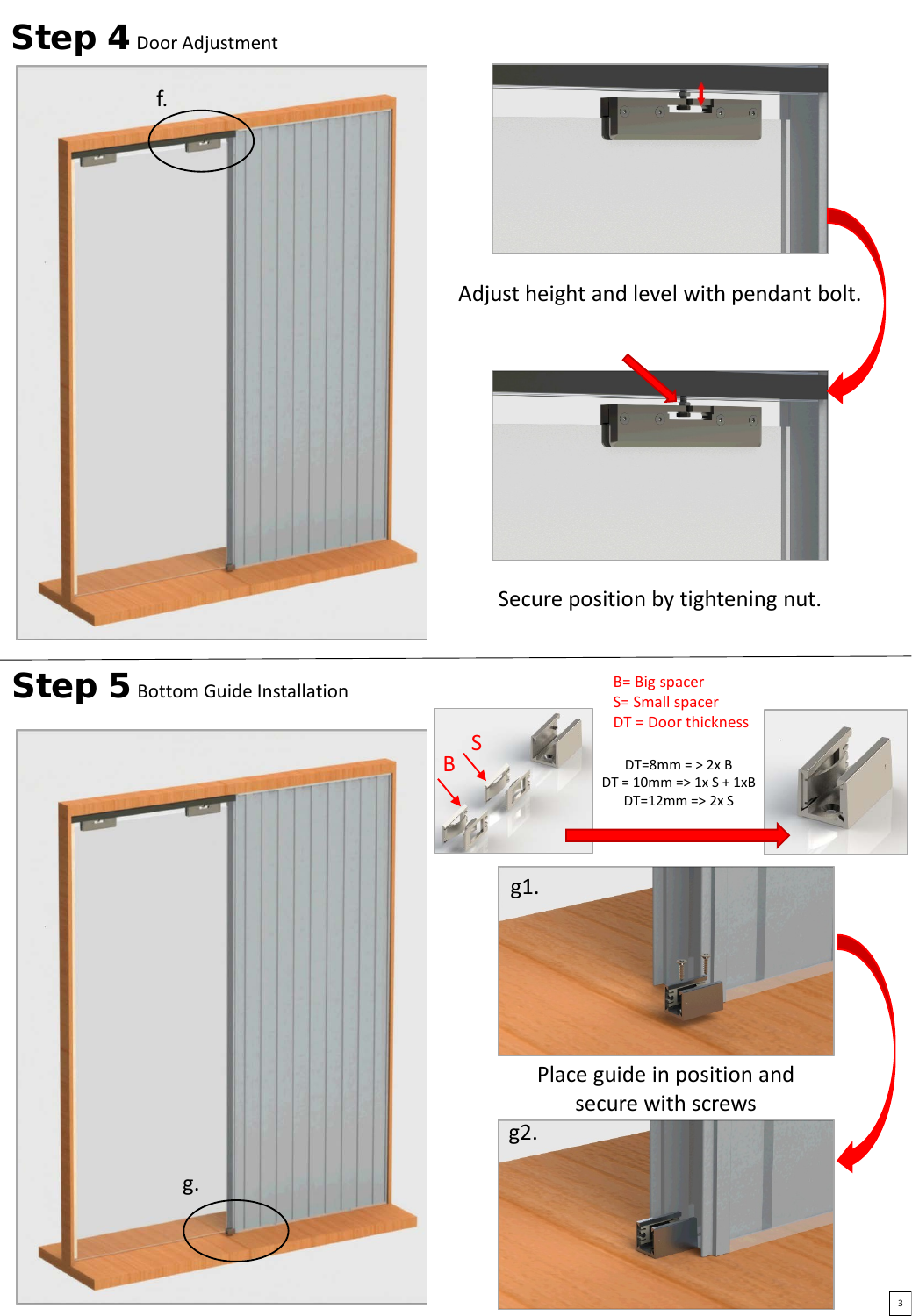## Step 4 Door Adjustment

f.

Adjust height and level with pendant bolt.

Secure position by tightening nut.

## Step 5 Bottom Guide Installation

g.

B= Big spacer
S= Small spacer
DT = Door thickness

S
B

DT=8mm = > 2x B
DT = 10mm => 1x S + 1xB
DT=12mm => 2x S

g1.

Place guide in position and secure with screws

g2.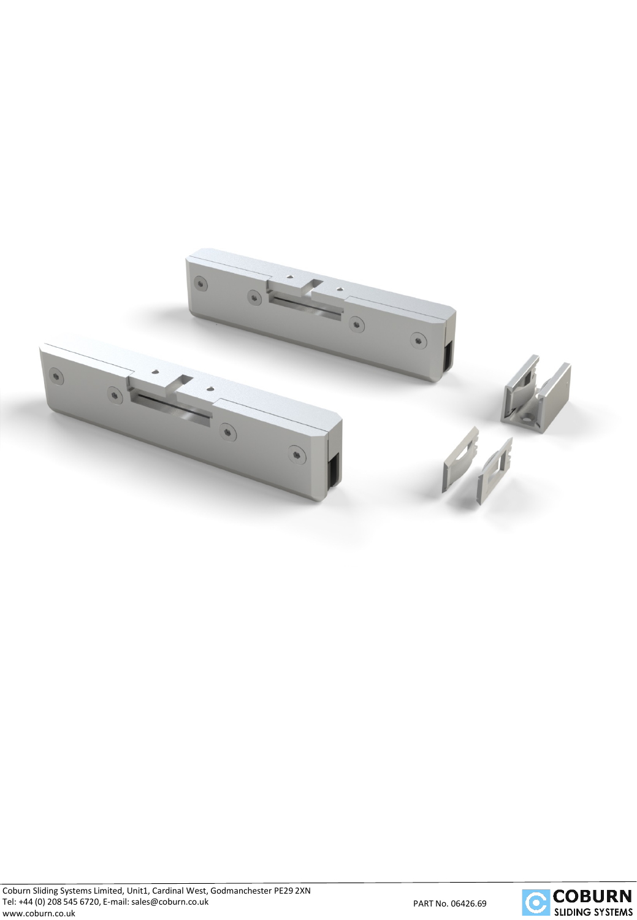Coburn Sliding Systems Limited, Unit1, Cardinal West, Godmanchester PE29 2XN
Tel: +44 (0) 208 545 6720, E-mail: sales@coburn.co.uk
www.coburn.co.uk

PART No. 06426.69

COBURN SLIDING SYSTEMS